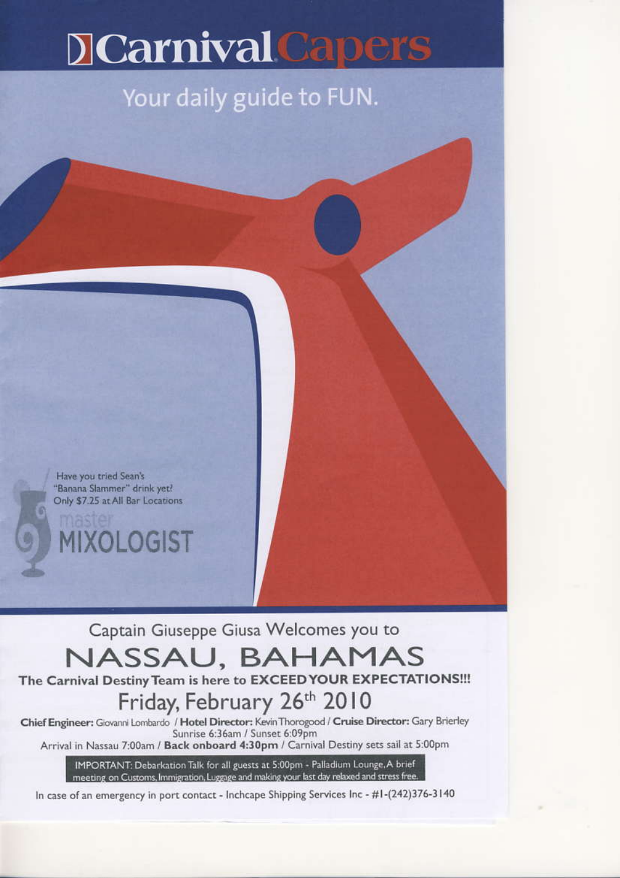# Carnival Capers

## Your daily guide to FUN.

Have you tried Sean's "Banana Slammer" drink yet? Only $7.25 at All Bar Locations

master MIXOLOGIST

Captain Giuseppe Giusa Welcomes you to

# NASSAU, BAHAMAS

**The Carnival Destiny Team is here to EXCEED YOUR EXPECTATIONS!!!**

## Friday, February 26th 2010

**Chief Engineer:** Giovanni Lombardo / **Hotel Director:** Kevin Thorogood / **Cruise Director:** Gary Brierley

Sunrise 6:36am / Sunset 6:09pm

Arrival in Nassau 7:00am / **Back onboard 4:30pm** / Carnival Destiny sets sail at 5:00pm

IMPORTANT: Debarkation Talk for all guests at 5:00pm - Palladium Lounge. A brief meeting on Customs, Immigration, Luggage and making your last day relaxed and stress free.

In case of an emergency in port contact - Inchcape Shipping Services Inc - #1-(242)376-3140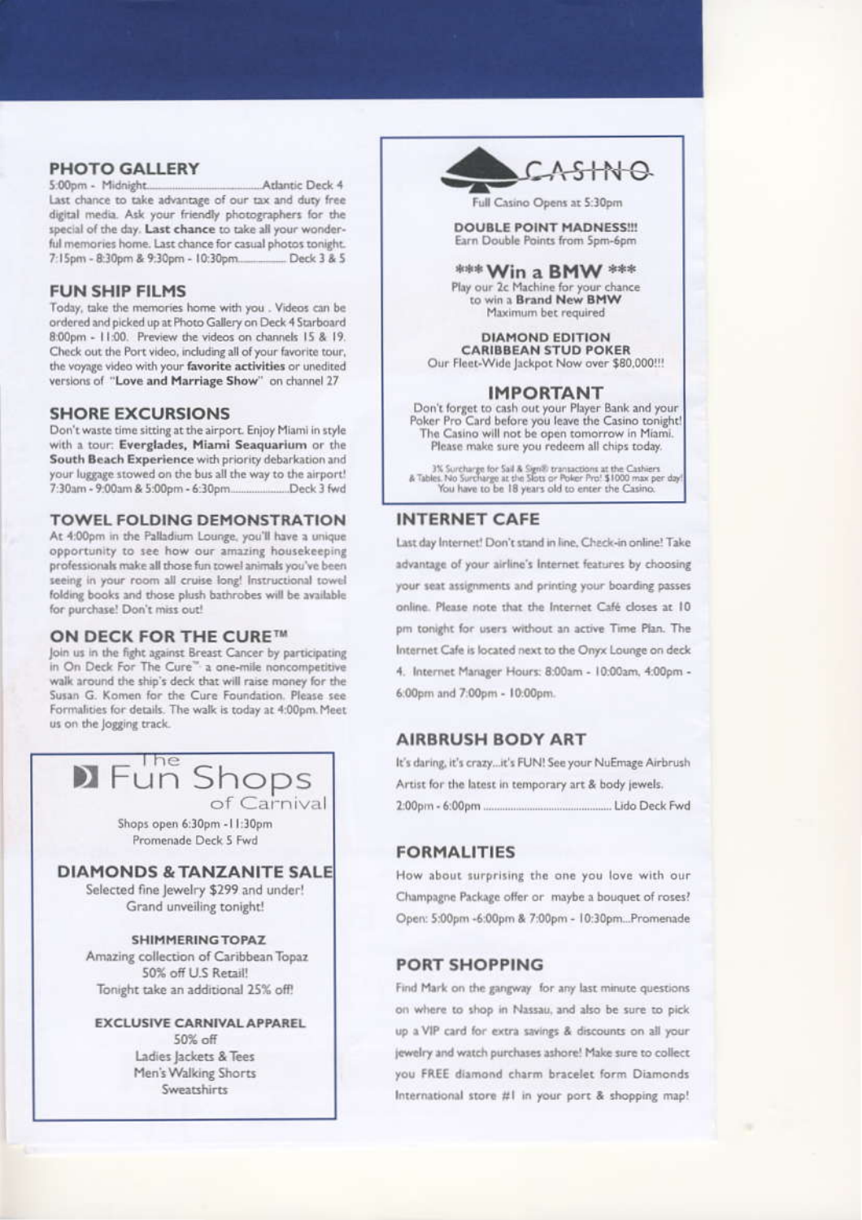## PHOTO GALLERY

5:00pm - Midnight.............................Atlantic Deck 4

Last chance to take advantage of our tax and duty free digital media. Ask your friendly photographers for the special of the day. **Last chance** to take all your wonderful memories home. Last chance for casual photos tonight. 7:15pm - 8:30pm & 9:30pm - 10:30pm.............. Deck 3 & 5

## FUN SHIP FILMS

Today, take the memories home with you . Videos can be ordered and picked up at Photo Gallery on Deck 4 Starboard 8:00pm - 11:00. Preview the videos on channels 15 & 19. Check out the Port video, including all of your favorite tour, the voyage video with your **favorite activities** or unedited versions of "**Love and Marriage Show**" on channel 27

## SHORE EXCURSIONS

Don't waste time sitting at the airport. Enjoy Miami in style with a tour: **Everglades, Miami Seaquarium** or the **South Beach Experience** with priority debarkation and your luggage stowed on the bus all the way to the airport! 7:30am - 9:00am & 5:00pm - 6:30pm....................Deck 3 fwd

## TOWEL FOLDING DEMONSTRATION

At 4:00pm in the Palladium Lounge, you'll have a unique opportunity to see how our amazing housekeeping professionals make all those fun towel animals you've been seeing in your room all cruise long! Instructional towel folding books and those plush bathrobes will be available for purchase! Don't miss out!

## ON DECK FOR THE CURE™

Join us in the fight against Breast Cancer by participating in On Deck For The Cure™ a one-mile noncompetitive walk around the ship's deck that will raise money for the Susan G. Komen for the Cure Foundation. Please see Formalities for details. The walk is today at 4:00pm. Meet us on the Jogging track.

## The Fun Shops of Carnival

Shops open 6:30pm -11:30pm
Promenade Deck 5 Fwd

### DIAMONDS & TANZANITE SALE

Selected fine Jewelry $299 and under!
Grand unveiling tonight!

**SHIMMERING TOPAZ**

Amazing collection of Caribbean Topaz
50% off U.S Retail!
Tonight take an additional 25% off!

**EXCLUSIVE CARNIVAL APPAREL**

50% off
Ladies Jackets & Tees
Men's Walking Shorts
Sweatshirts

## CASINO

Full Casino Opens at 5:30pm

**DOUBLE POINT MADNESS!!!**
Earn Double Points from 5pm-6pm

**\*\*\* Win a BMW \*\*\***
Play our 2c Machine for your chance to win a **Brand New BMW**
Maximum bet required

**DIAMOND EDITION CARIBBEAN STUD POKER**
Our Fleet-Wide Jackpot Now over $80,000!!!

### IMPORTANT

Don't forget to cash out your Player Bank and your Poker Pro Card before you leave the Casino tonight! The Casino will not be open tomorrow in Miami. Please make sure you redeem all chips today.

3% Surcharge for Sail & Sign® transactions at the Cashiers & Tables. No Surcharge at the Slots or Poker Pro! $1000 max per day! You have to be 18 years old to enter the Casino.

## INTERNET CAFE

Last day Internet! Don't stand in line, Check-in online! Take advantage of your airline's Internet features by choosing your seat assignments and printing your boarding passes online. Please note that the Internet Café closes at 10 pm tonight for users without an active Time Plan. The Internet Cafe is located next to the Onyx Lounge on deck 4. Internet Manager Hours: 8:00am - 10:00am, 4:00pm - 6:00pm and 7:00pm - 10:00pm.

## AIRBRUSH BODY ART

It's daring, it's crazy...it's FUN! See your NuEmage Airbrush Artist for the latest in temporary art & body jewels. 2:00pm - 6:00pm ........................................ Lido Deck Fwd

## FORMALITIES

How about surprising the one you love with our Champagne Package offer or maybe a bouquet of roses? Open: 5:00pm -6:00pm & 7:00pm - 10:30pm...Promenade

## PORT SHOPPING

Find Mark on the gangway for any last minute questions on where to shop in Nassau, and also be sure to pick up a VIP card for extra savings & discounts on all your jewelry and watch purchases ashore! Make sure to collect you FREE diamond charm bracelet form Diamonds International store #1 in your port & shopping map!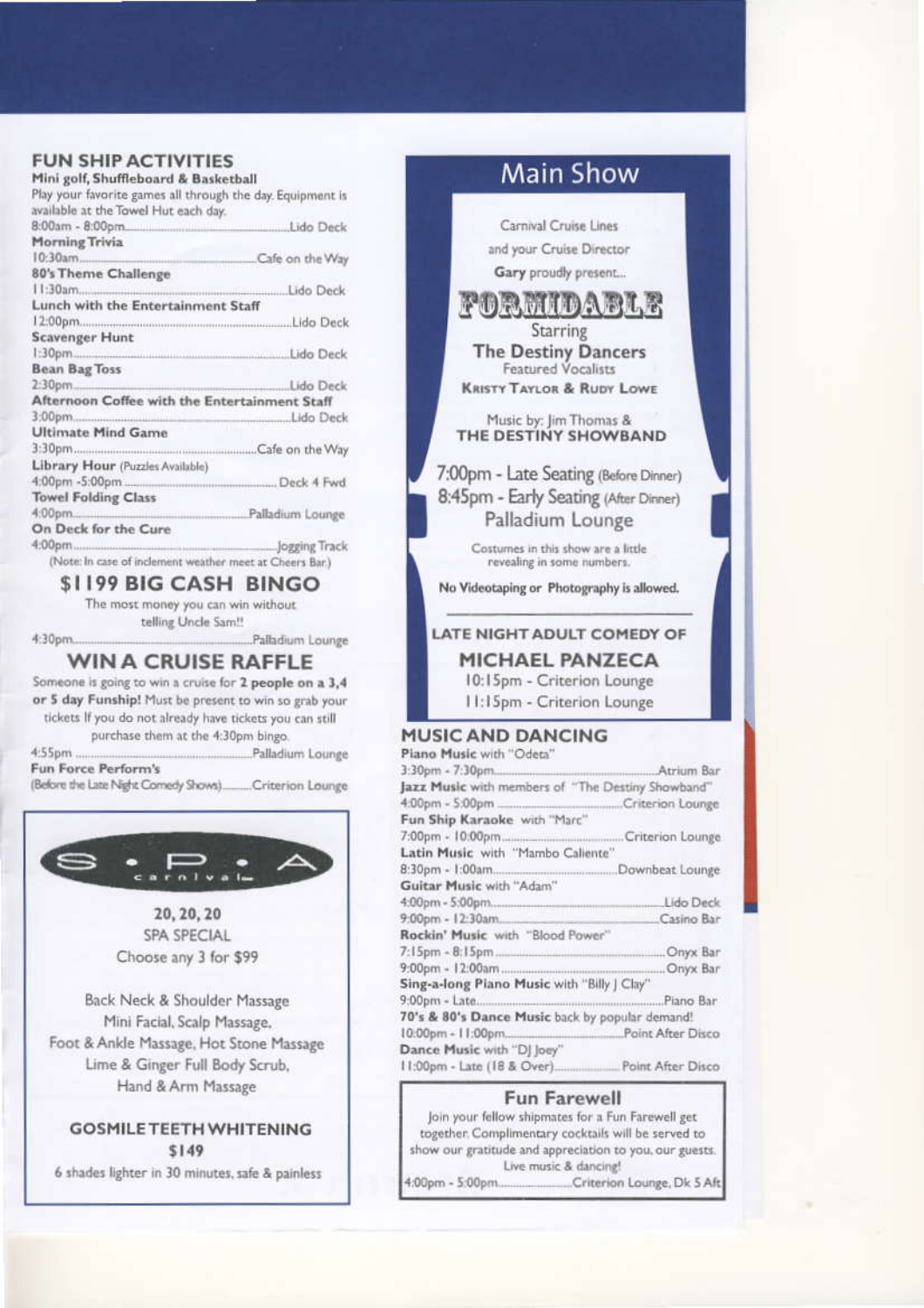## FUN SHIP ACTIVITIES

**Mini golf, Shuffleboard & Basketball**
Play your favorite games all through the day. Equipment is available at the Towel Hut each day.
8:00am - 8:00pm..........Lido Deck

**Morning Trivia**
10:30am..........Cafe on the Way

**80's Theme Challenge**
11:30am..........Lido Deck

**Lunch with the Entertainment Staff**
12:00pm..........Lido Deck

**Scavenger Hunt**
1:30pm..........Lido Deck

**Bean Bag Toss**
2:30pm..........Lido Deck

**Afternoon Coffee with the Entertainment Staff**
3:00pm..........Lido Deck

**Ultimate Mind Game**
3:30pm..........Cafe on the Way

**Library Hour** (Puzzles Available)
4:00pm -5:00pm..........Deck 4 Fwd

**Towel Folding Class**
4:00pm..........Palladium Lounge

**On Deck for the Cure**
4:00pm..........Jogging Track
(Note: In case of inclement weather meet at Cheers Bar.)

## $1199 BIG CASH BINGO

The most money you can win without telling Uncle Sam!!

4:30pm..........Palladium Lounge

## WIN A CRUISE RAFFLE

Someone is going to win a cruise for **2 people on a 3,4 or 5 day Funship!** Must be present to win so grab your tickets If you do not already have tickets you can still purchase them at the 4:30pm bingo.

4:55pm..........Palladium Lounge

**Fun Force Perform's**
(Before the Late Night Comedy Shows)..........Criterion Lounge

---

**SPA carnival**

**20, 20, 20**
SPA SPECIAL
Choose any 3 for $99

Back Neck & Shoulder Massage
Mini Facial, Scalp Massage,
Foot & Ankle Massage, Hot Stone Massage
Lime & Ginger Full Body Scrub,
Hand & Arm Massage

**GOSMILE TEETH WHITENING**
**$149**
6 shades lighter in 30 minutes, safe & painless

---

## Main Show

Carnival Cruise Lines
and your Cruise Director
**Gary** proudly present...

# FORMIDABLE

Starring
**The Destiny Dancers**
Featured Vocalists
**KRISTY TAYLOR & RUDY LOWE**

Music by: Jim Thomas &
**THE DESTINY SHOWBAND**

7:00pm - Late Seating (Before Dinner)
8:45pm - Early Seating (After Dinner)
Palladium Lounge

Costumes in this show are a little revealing in some numbers.

**No Videotaping or Photography is allowed.**

**LATE NIGHT ADULT COMEDY OF**
**MICHAEL PANZECA**
10:15pm - Criterion Lounge
11:15pm - Criterion Lounge

## MUSIC AND DANCING

**Piano Music** with "Odeta"
3:30pm - 7:30pm..........Atrium Bar

**Jazz Music** with members of "The Destiny Showband"
4:00pm - 5:00pm..........Criterion Lounge

**Fun Ship Karaoke** with "Marc"
7:00pm - 10:00pm..........Criterion Lounge

**Latin Music** with "Mambo Caliente"
8:30pm - 1:00am..........Downbeat Lounge

**Guitar Music** with "Adam"
4:00pm - 5:00pm..........Lido Deck
9:00pm - 12:30am..........Casino Bar

**Rockin' Music** with "Blood Power"
7:15pm - 8:15pm..........Onyx Bar
9:00pm - 12:00am..........Onyx Bar

**Sing-a-long Piano Music** with "Billy J Clay"
9:00pm - Late..........Piano Bar

**70's & 80's Dance Music** back by popular demand!
10:00pm - 11:00pm..........Point After Disco

**Dance Music** with "DJ Joey"
11:00pm - Late (18 & Over)..........Point After Disco

## Fun Farewell

Join your fellow shipmates for a Fun Farewell get together. Complimentary cocktails will be served to show our gratitude and appreciation to you, our guests. Live music & dancing!

4:00pm - 5:00pm..........Criterion Lounge, Dk 5 Aft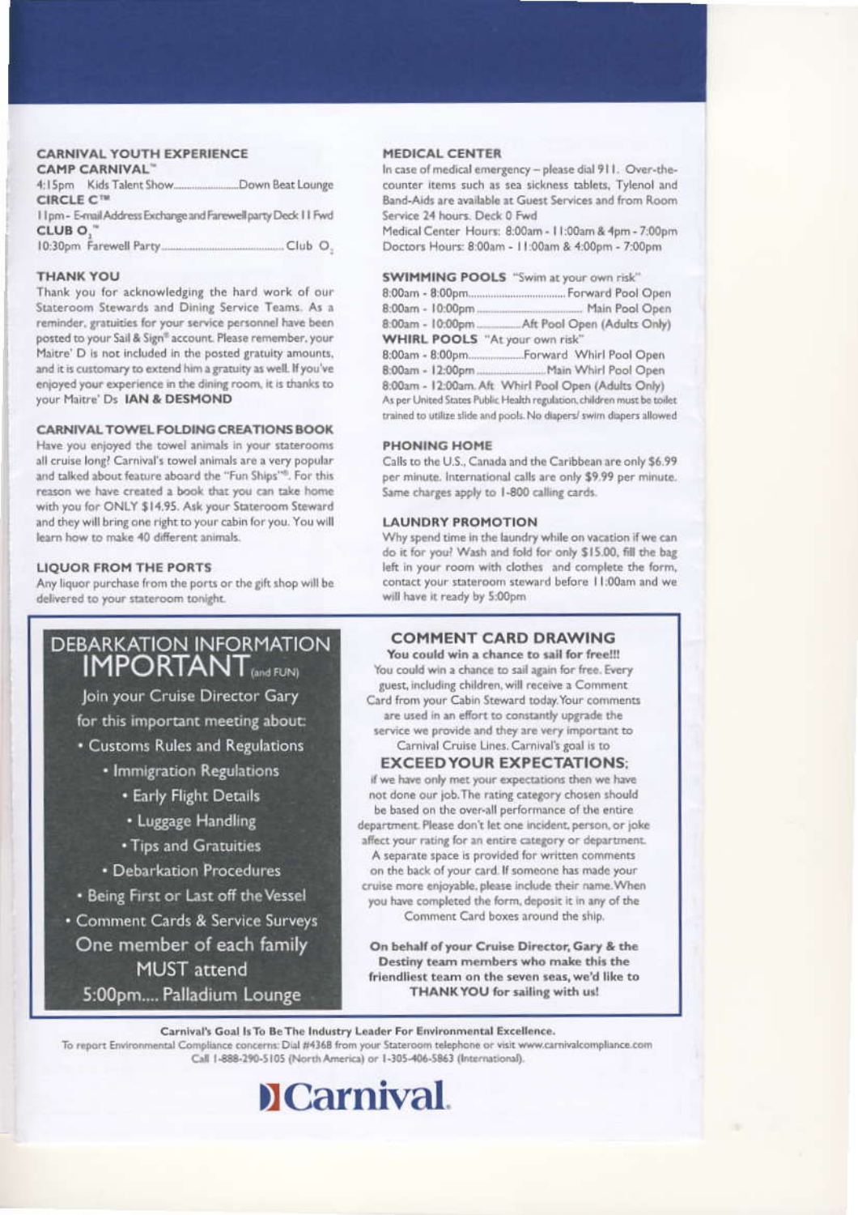## CARNIVAL YOUTH EXPERIENCE

### CAMP CARNIVAL™

4:15pm Kids Talent Show........................Down Beat Lounge

### CIRCLE C™

11pm - E-mail Address Exchange and Farewell party Deck 11 Fwd

### CLUB $O_2$™

10:30pm Farewell Party........................................Club $O_2$

## THANK YOU

Thank you for acknowledging the hard work of our Stateroom Stewards and Dining Service Teams. As a reminder, gratuities for your service personnel have been posted to your Sail & Sign® account. Please remember, your Maitre' D is not included in the posted gratuity amounts, and it is customary to extend him a gratuity as well. If you've enjoyed your experience in the dining room, it is thanks to your Maitre' Ds **IAN & DESMOND**

## CARNIVAL TOWEL FOLDING CREATIONS BOOK

Have you enjoyed the towel animals in your staterooms all cruise long? Carnival's towel animals are a very popular and talked about feature aboard the "Fun Ships"®. For this reason we have created a book that you can take home with you for ONLY $14.95. Ask your Stateroom Steward and they will bring one right to your cabin for you. You will learn how to make 40 different animals.

## LIQUOR FROM THE PORTS

Any liquor purchase from the ports or the gift shop will be delivered to your stateroom tonight.

## MEDICAL CENTER

In case of medical emergency – please dial 911. Over-the-counter items such as sea sickness tablets, Tylenol and Band-Aids are available at Guest Services and from Room Service 24 hours. Deck 0 Fwd

Medical Center Hours: 8:00am - 11:00am & 4pm - 7:00pm

Doctors Hours: 8:00am - 11:00am & 4:00pm - 7:00pm

## SWIMMING POOLS "Swim at your own risk"

8:00am - 8:00pm................................Forward Pool Open

8:00am - 10:00pm.......................................Main Pool Open

8:00am - 10:00pm...............Aft Pool Open (Adults Only)

### WHIRL POOLS "At your own risk"

8:00am - 8:00pm...................Forward Whirl Pool Open

8:00am - 12:00pm..........................Main Whirl Pool Open

8:00am - 12:00am. Aft Whirl Pool Open (Adults Only)

As per United States Public Health regulation, children must be toilet trained to utilize slide and pools. No diapers/ swim diapers allowed

## PHONING HOME

Calls to the U.S., Canada and the Caribbean are only $6.99 per minute. International calls are only $9.99 per minute. Same charges apply to 1-800 calling cards.

## LAUNDRY PROMOTION

Why spend time in the laundry while on vacation if we can do it for you? Wash and fold for only $15.00, fill the bag left in your room with clothes and complete the form, contact your stateroom steward before 11:00am and we will have it ready by 5:00pm

## DEBARKATION INFORMATION IMPORTANT (and FUN)

Join your Cruise Director Gary for this important meeting about:

- Customs Rules and Regulations
- Immigration Regulations
- Early Flight Details
- Luggage Handling
- Tips and Gratuities
- Debarkation Procedures
- Being First or Last off the Vessel
- Comment Cards & Service Surveys

One member of each family MUST attend

5:00pm.... Palladium Lounge

## COMMENT CARD DRAWING

**You could win a chance to sail for free!!!**

You could win a chance to sail again for free. Every guest, including children, will receive a Comment Card from your Cabin Steward today. Your comments are used in an effort to constantly upgrade the service we provide and they are very important to Carnival Cruise Lines. Carnival's goal is to

**EXCEED YOUR EXPECTATIONS;**

if we have only met your expectations then we have not done our job. The rating category chosen should be based on the over-all performance of the entire department. Please don't let one incident, person, or joke affect your rating for an entire category or department. A separate space is provided for written comments on the back of your card. If someone has made your cruise more enjoyable, please include their name. When you have completed the form, deposit it in any of the Comment Card boxes around the ship.

**On behalf of your Cruise Director, Gary & the Destiny team members who make this the friendliest team on the seven seas, we'd like to THANK YOU for sailing with us!**

**Carnival's Goal Is To Be The Industry Leader For Environmental Excellence.**

To report Environmental Compliance concerns: Dial #4368 from your Stateroom telephone or visit www.carnivalcompliance.com Call 1-888-290-5105 (North America) or 1-305-406-5863 (International).

Carnival.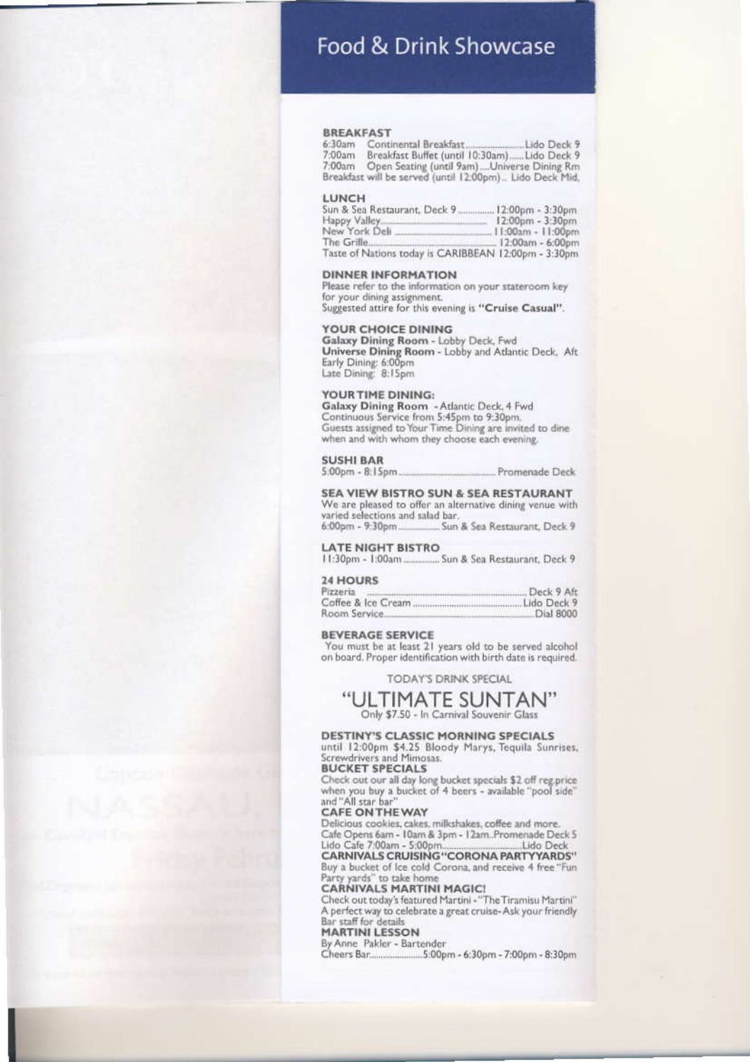# Food & Drink Showcase

**BREAKFAST**

6:30am Continental Breakfast........................Lido Deck 9
7:00am Breakfast Buffet (until 10:30am)......Lido Deck 9
7:00am Open Seating (until 9am)....Universe Dining Rm
Breakfast will be served (until 12:00pm).. Lido Deck Mid,

**LUNCH**

Sun & Sea Restaurant, Deck 9 .............. 12:00pm - 3:30pm
Happy Valley.............................................. 12:00pm - 3:30pm
New York Deli ........................................... 11:00am - 11:00pm
The Grille..................................................... 12:00am - 6:00pm
Taste of Nations today is CARIBBEAN 12:00pm - 3:30pm

**DINNER INFORMATION**

Please refer to the information on your stateroom key for your dining assignment.
Suggested attire for this evening is **"Cruise Casual"**.

**YOUR CHOICE DINING**

**Galaxy Dining Room** - Lobby Deck, Fwd
**Universe Dining Room** - Lobby and Atlantic Deck, Aft
Early Dining: 6:00pm
Late Dining: 8:15pm

**YOUR TIME DINING:**

**Galaxy Dining Room** - Atlantic Deck, 4 Fwd
Continuous Service from 5:45pm to 9:30pm.
Guests assigned to Your Time Dining are invited to dine when and with whom they choose each evening.

**SUSHI BAR**

5:00pm - 8:15pm........................................ Promenade Deck

**SEA VIEW BISTRO SUN & SEA RESTAURANT**

We are pleased to offer an alternative dining venue with varied selections and salad bar.
6:00pm - 9:30pm................ Sun & Sea Restaurant, Deck 9

**LATE NIGHT BISTRO**

11:30pm - 1:00am .............. Sun & Sea Restaurant, Deck 9

**24 HOURS**

Pizzeria ...................................................................... Deck 9 Aft
Coffee & Ice Cream ............................................ Lido Deck 9
Room Service............................................................. Dial 8000

**BEVERAGE SERVICE**

You must be at least 21 years old to be served alcohol on board. Proper identification with birth date is required.

TODAY'S DRINK SPECIAL

## "ULTIMATE SUNTAN"

Only $7.50 - In Carnival Souvenir Glass

**DESTINY'S CLASSIC MORNING SPECIALS**
until 12:00pm $4.25 Bloody Marys, Tequila Sunrises, Screwdrivers and Mimosas.

**BUCKET SPECIALS**
Check out our all day long bucket specials $2 off reg.price when you buy a bucket of 4 beers - available "pool side" and "All star bar"

**CAFE ON THE WAY**
Delicious cookies, cakes, milkshakes, coffee and more.
Cafe Opens 6am - 10am & 3pm - 12am..Promenade Deck 5
Lido Cafe 7:00am - 5:00pm.................................Lido Deck

**CARNIVALS CRUISING "CORONA PARTYYARDS"**
Buy a bucket of Ice cold Corona, and receive 4 free "Fun Party yards" to take home

**CARNIVALS MARTINI MAGIC!**
Check out today's featured Martini - "The Tiramisu Martini"
A perfect way to celebrate a great cruise-Ask your friendly Bar staff for details

**MARTINI LESSON**
By Anne Pakler - Bartender
Cheers Bar........................5:00pm - 6:30pm - 7:00pm - 8:30pm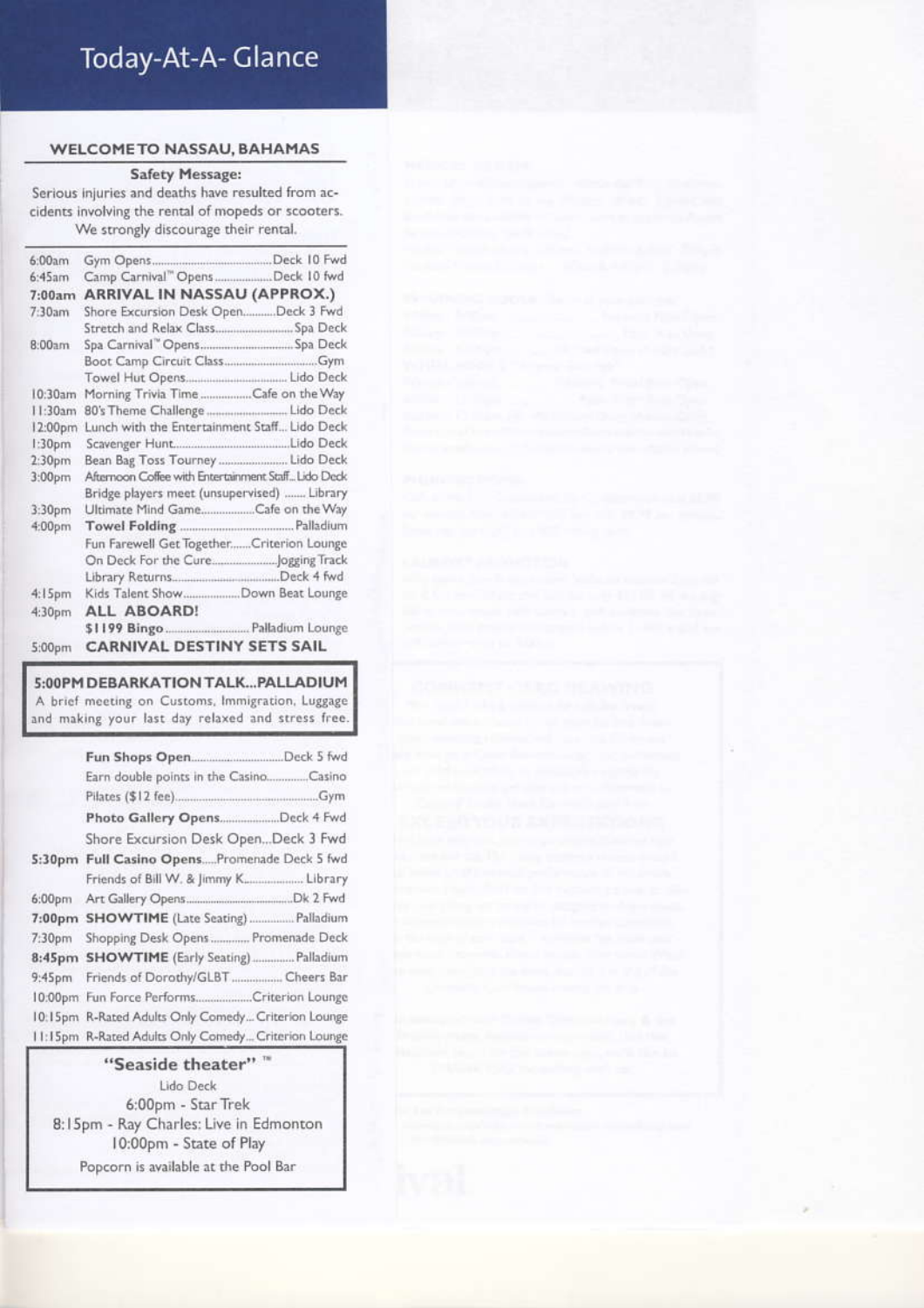# Today-At-A- Glance

## WELCOME TO NASSAU, BAHAMAS

**Safety Message:**
Serious injuries and deaths have resulted from accidents involving the rental of mopeds or scooters. We strongly discourage their rental.

| | | |
|---|---|---|
| 6:00am | Gym Opens | Deck 10 Fwd |
| 6:45am | Camp Carnival™ Opens | Deck 10 fwd |
| **7:00am** | **ARRIVAL IN NASSAU (APPROX.)** | |
| 7:30am | Shore Excursion Desk Open | Deck 3 Fwd |
| | Stretch and Relax Class | Spa Deck |
| 8:00am | Spa Carnival™ Opens | Spa Deck |
| | Boot Camp Circuit Class | Gym |
| | Towel Hut Opens | Lido Deck |
| 10:30am | Morning Trivia Time | Cafe on the Way |
| 11:30am | 80's Theme Challenge | Lido Deck |
| 12:00pm | Lunch with the Entertainment Staff | Lido Deck |
| 1:30pm | Scavenger Hunt | Lido Deck |
| 2:30pm | Bean Bag Toss Tourney | Lido Deck |
| 3:00pm | Afternoon Coffee with Entertainment Staff | Lido Deck |
| | Bridge players meet (unsupervised) | Library |
| 3:30pm | Ultimate Mind Game | Cafe on the Way |
| 4:00pm | **Towel Folding** | Palladium |
| | Fun Farewell Get Together | Criterion Lounge |
| | On Deck For the Cure | Jogging Track |
| | Library Returns | Deck 4 fwd |
| 4:15pm | Kids Talent Show | Down Beat Lounge |
| 4:30pm | **ALL ABOARD!** | |
| | **$1199 Bingo** | Palladium Lounge |
| 5:00pm | **CARNIVAL DESTINY SETS SAIL** | |

**5:00PM DEBARKATION TALK...PALLADIUM**
A brief meeting on Customs, Immigration, Luggage and making your last day relaxed and stress free.

| | | |
|---|---|---|
| | **Fun Shops Open** | Deck 5 fwd |
| | Earn double points in the Casino | Casino |
| | Pilates ($12 fee) | Gym |
| | **Photo Gallery Opens** | Deck 4 Fwd |
| | Shore Excursion Desk Open | Deck 3 Fwd |
| **5:30pm** | **Full Casino Opens** | Promenade Deck 5 fwd |
| | Friends of Bill W. & Jimmy K. | Library |
| 6:00pm | Art Gallery Opens | Dk 2 Fwd |
| **7:00pm** | **SHOWTIME** (Late Seating) | Palladium |
| 7:30pm | Shopping Desk Opens | Promenade Deck |
| **8:45pm** | **SHOWTIME** (Early Seating) | Palladium |
| 9:45pm | Friends of Dorothy/GLBT | Cheers Bar |
| 10:00pm | Fun Force Performs | Criterion Lounge |
| 10:15pm | R-Rated Adults Only Comedy | Criterion Lounge |
| 11:15pm | R-Rated Adults Only Comedy | Criterion Lounge |

**"Seaside theater"™**
Lido Deck
6:00pm - Star Trek
8:15pm - Ray Charles: Live in Edmonton
10:00pm - State of Play
Popcorn is available at the Pool Bar